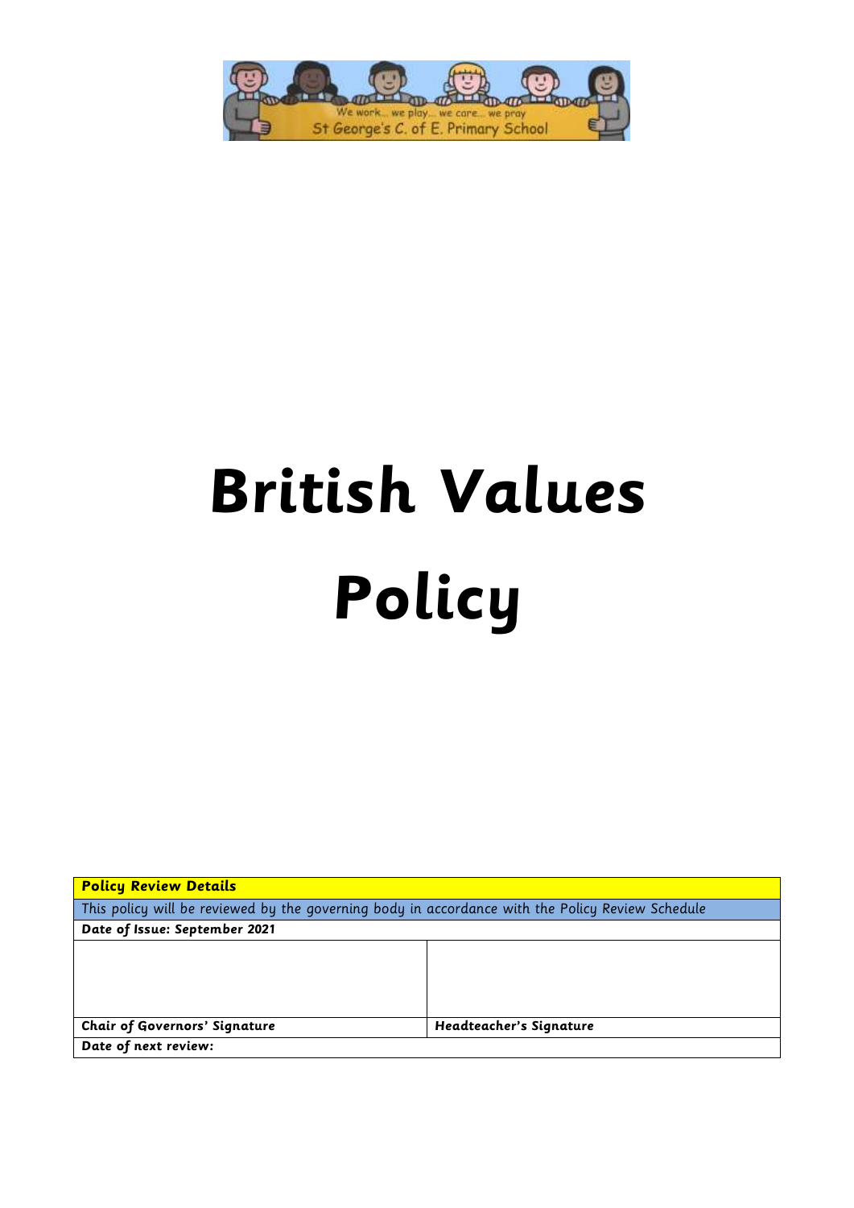We work... we play... we care... we pray

St George's C. of E. Primary School

# British Values Policy

| **Policy Review Details** | |
|---|---|
| This policy will be reviewed by the governing body in accordance with the Policy Review Schedule | |
| **Date of Issue: September 2021** | |
| | |
| **Chair of Governors' Signature** | **Headteacher's Signature** |
| **Date of next review:** | |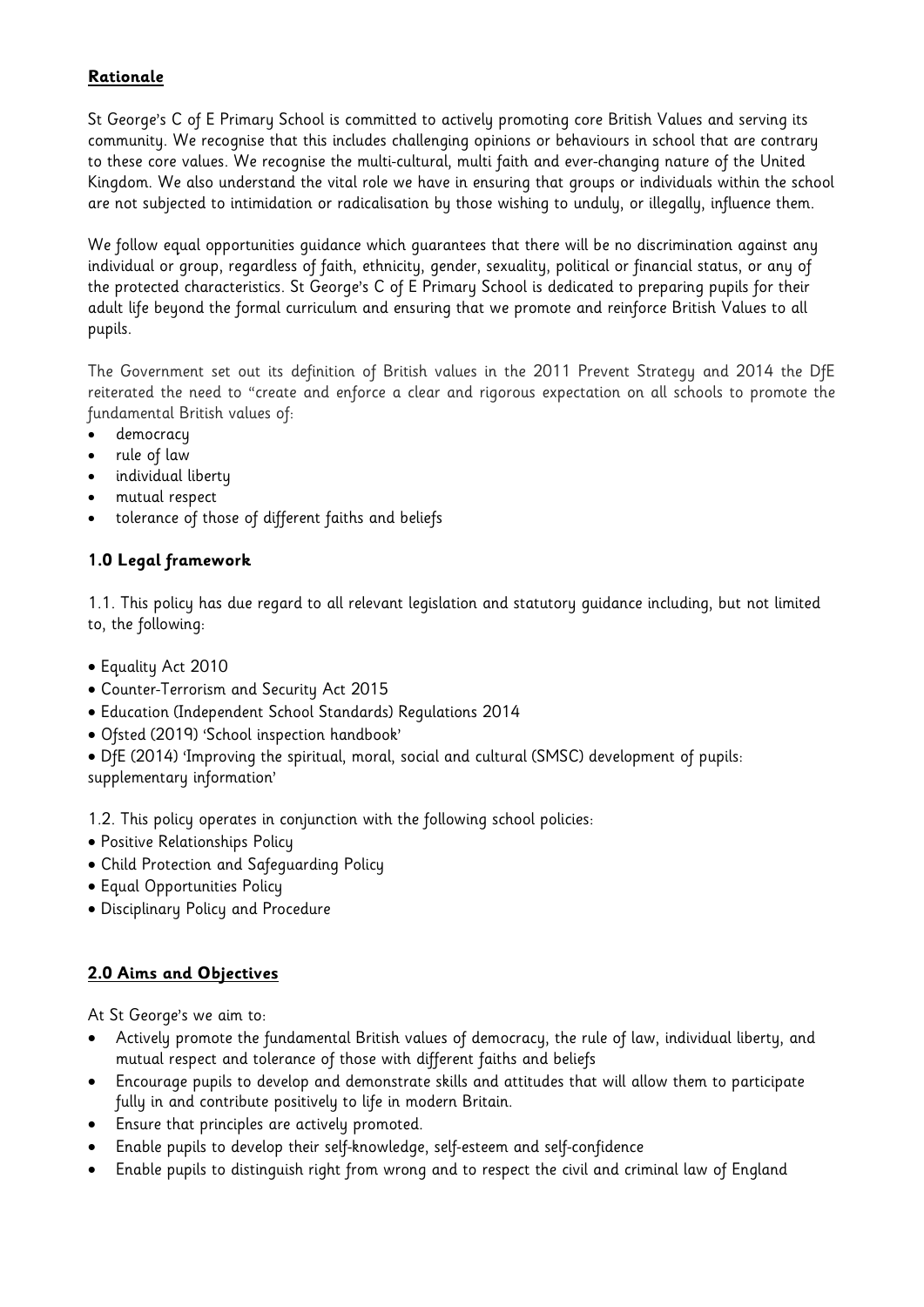## **Rationale**

St George's C of E Primary School is committed to actively promoting core British Values and serving its community. We recognise that this includes challenging opinions or behaviours in school that are contrary to these core values. We recognise the multi-cultural, multi faith and ever-changing nature of the United Kingdom. We also understand the vital role we have in ensuring that groups or individuals within the school are not subjected to intimidation or radicalisation by those wishing to unduly, or illegally, influence them.

We follow equal opportunities guidance which guarantees that there will be no discrimination against any individual or group, regardless of faith, ethnicity, gender, sexuality, political or financial status, or any of the protected characteristics. St George's C of E Primary School is dedicated to preparing pupils for their adult life beyond the formal curriculum and ensuring that we promote and reinforce British Values to all pupils.

The Government set out its definition of British values in the 2011 Prevent Strategy and 2014 the DfE reiterated the need to "create and enforce a clear and rigorous expectation on all schools to promote the fundamental British values of:

- democracy
- rule of law
- individual liberty
- mutual respect
- tolerance of those of different faiths and beliefs

## **1.0 Legal framework**

1.1. This policy has due regard to all relevant legislation and statutory guidance including, but not limited to, the following:

- Equality Act 2010
- Counter-Terrorism and Security Act 2015
- Education (Independent School Standards) Regulations 2014
- Ofsted (2019) 'School inspection handbook'
- DfE (2014) 'Improving the spiritual, moral, social and cultural (SMSC) development of pupils: supplementary information'

1.2. This policy operates in conjunction with the following school policies:

- Positive Relationships Policy
- Child Protection and Safeguarding Policy
- Equal Opportunities Policy
- Disciplinary Policy and Procedure

## **2.0 Aims and Objectives**

At St George's we aim to:

- Actively promote the fundamental British values of democracy, the rule of law, individual liberty, and mutual respect and tolerance of those with different faiths and beliefs
- Encourage pupils to develop and demonstrate skills and attitudes that will allow them to participate fully in and contribute positively to life in modern Britain.
- Ensure that principles are actively promoted.
- Enable pupils to develop their self-knowledge, self-esteem and self-confidence
- Enable pupils to distinguish right from wrong and to respect the civil and criminal law of England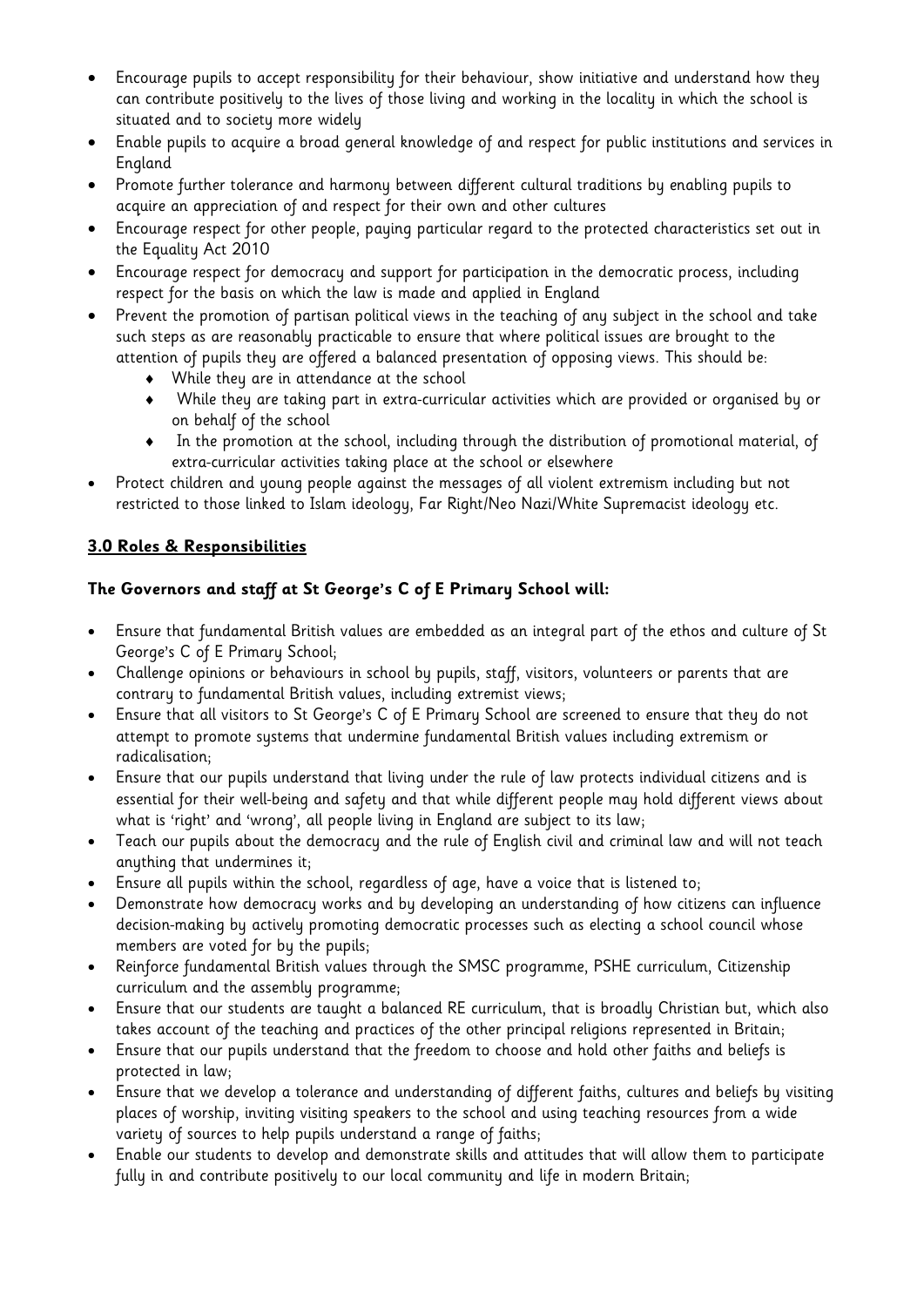- Encourage pupils to accept responsibility for their behaviour, show initiative and understand how they can contribute positively to the lives of those living and working in the locality in which the school is situated and to society more widely
- Enable pupils to acquire a broad general knowledge of and respect for public institutions and services in England
- Promote further tolerance and harmony between different cultural traditions by enabling pupils to acquire an appreciation of and respect for their own and other cultures
- Encourage respect for other people, paying particular regard to the protected characteristics set out in the Equality Act 2010
- Encourage respect for democracy and support for participation in the democratic process, including respect for the basis on which the law is made and applied in England
- Prevent the promotion of partisan political views in the teaching of any subject in the school and take such steps as are reasonably practicable to ensure that where political issues are brought to the attention of pupils they are offered a balanced presentation of opposing views. This should be:
  - While they are in attendance at the school
  - While they are taking part in extra-curricular activities which are provided or organised by or on behalf of the school
  - In the promotion at the school, including through the distribution of promotional material, of extra-curricular activities taking place at the school or elsewhere
- Protect children and young people against the messages of all violent extremism including but not restricted to those linked to Islam ideology, Far Right/Neo Nazi/White Supremacist ideology etc.

## 3.0 Roles & Responsibilities

**The Governors and staff at St George's C of E Primary School will:**

- Ensure that fundamental British values are embedded as an integral part of the ethos and culture of St George's C of E Primary School;
- Challenge opinions or behaviours in school by pupils, staff, visitors, volunteers or parents that are contrary to fundamental British values, including extremist views;
- Ensure that all visitors to St George's C of E Primary School are screened to ensure that they do not attempt to promote systems that undermine fundamental British values including extremism or radicalisation;
- Ensure that our pupils understand that living under the rule of law protects individual citizens and is essential for their well-being and safety and that while different people may hold different views about what is 'right' and 'wrong', all people living in England are subject to its law;
- Teach our pupils about the democracy and the rule of English civil and criminal law and will not teach anything that undermines it;
- Ensure all pupils within the school, regardless of age, have a voice that is listened to;
- Demonstrate how democracy works and by developing an understanding of how citizens can influence decision-making by actively promoting democratic processes such as electing a school council whose members are voted for by the pupils;
- Reinforce fundamental British values through the SMSC programme, PSHE curriculum, Citizenship curriculum and the assembly programme;
- Ensure that our students are taught a balanced RE curriculum, that is broadly Christian but, which also takes account of the teaching and practices of the other principal religions represented in Britain;
- Ensure that our pupils understand that the freedom to choose and hold other faiths and beliefs is protected in law;
- Ensure that we develop a tolerance and understanding of different faiths, cultures and beliefs by visiting places of worship, inviting visiting speakers to the school and using teaching resources from a wide variety of sources to help pupils understand a range of faiths;
- Enable our students to develop and demonstrate skills and attitudes that will allow them to participate fully in and contribute positively to our local community and life in modern Britain;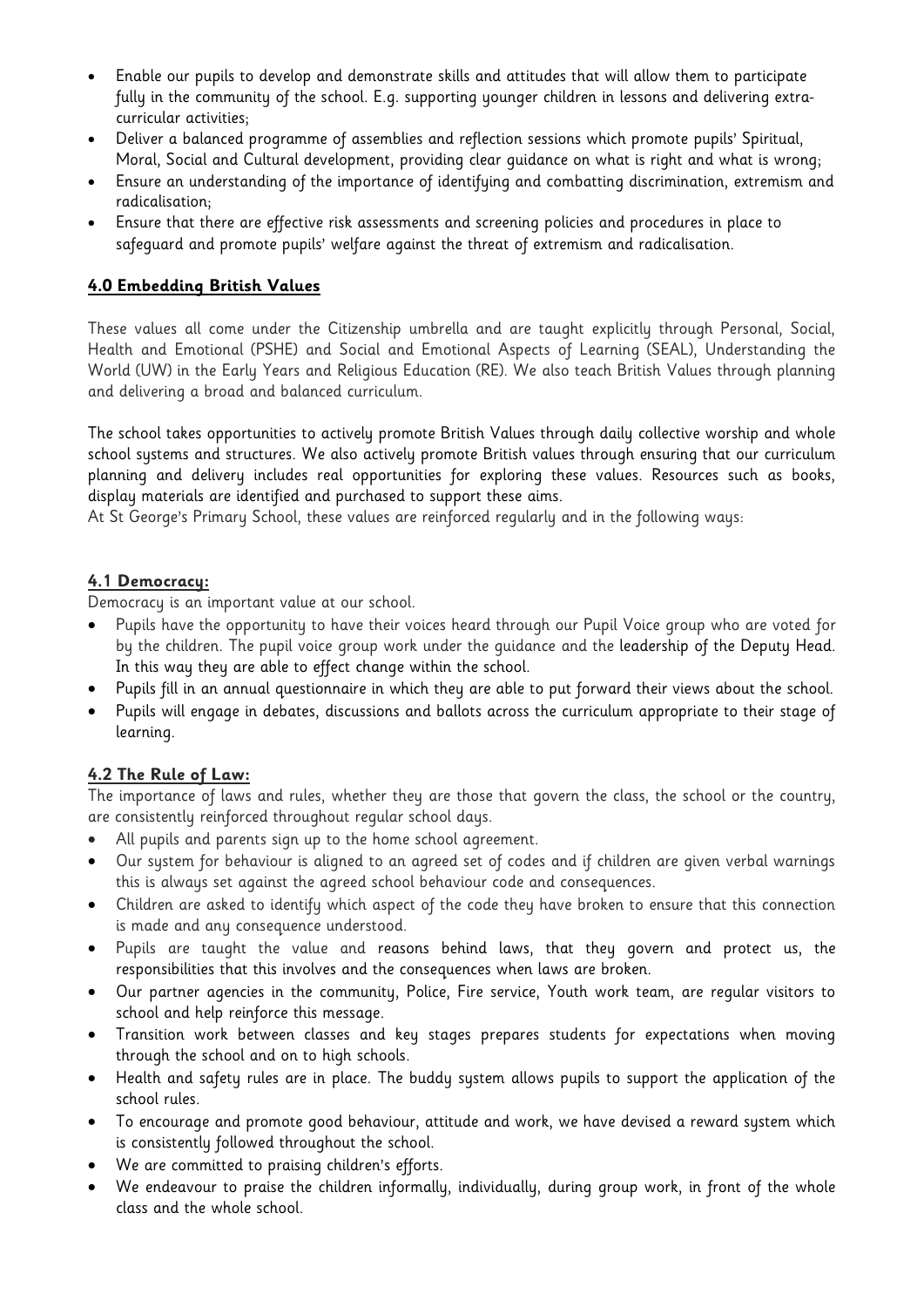- Enable our pupils to develop and demonstrate skills and attitudes that will allow them to participate fully in the community of the school. E.g. supporting younger children in lessons and delivering extra-curricular activities;
- Deliver a balanced programme of assemblies and reflection sessions which promote pupils' Spiritual, Moral, Social and Cultural development, providing clear guidance on what is right and what is wrong;
- Ensure an understanding of the importance of identifying and combatting discrimination, extremism and radicalisation;
- Ensure that there are effective risk assessments and screening policies and procedures in place to safeguard and promote pupils' welfare against the threat of extremism and radicalisation.

## 4.0 Embedding British Values

These values all come under the Citizenship umbrella and are taught explicitly through Personal, Social, Health and Emotional (PSHE) and Social and Emotional Aspects of Learning (SEAL), Understanding the World (UW) in the Early Years and Religious Education (RE). We also teach British Values through planning and delivering a broad and balanced curriculum.

The school takes opportunities to actively promote British Values through daily collective worship and whole school systems and structures. We also actively promote British values through ensuring that our curriculum planning and delivery includes real opportunities for exploring these values. Resources such as books, display materials are identified and purchased to support these aims.

At St George's Primary School, these values are reinforced regularly and in the following ways:

### 4.1 Democracy:

Democracy is an important value at our school.

- Pupils have the opportunity to have their voices heard through our Pupil Voice group who are voted for by the children. The pupil voice group work under the guidance and the leadership of the Deputy Head. In this way they are able to effect change within the school.
- Pupils fill in an annual questionnaire in which they are able to put forward their views about the school.
- Pupils will engage in debates, discussions and ballots across the curriculum appropriate to their stage of learning.

### 4.2 The Rule of Law:

The importance of laws and rules, whether they are those that govern the class, the school or the country, are consistently reinforced throughout regular school days.

- All pupils and parents sign up to the home school agreement.
- Our system for behaviour is aligned to an agreed set of codes and if children are given verbal warnings this is always set against the agreed school behaviour code and consequences.
- Children are asked to identify which aspect of the code they have broken to ensure that this connection is made and any consequence understood.
- Pupils are taught the value and reasons behind laws, that they govern and protect us, the responsibilities that this involves and the consequences when laws are broken.
- Our partner agencies in the community, Police, Fire service, Youth work team, are regular visitors to school and help reinforce this message.
- Transition work between classes and key stages prepares students for expectations when moving through the school and on to high schools.
- Health and safety rules are in place. The buddy system allows pupils to support the application of the school rules.
- To encourage and promote good behaviour, attitude and work, we have devised a reward system which is consistently followed throughout the school.
- We are committed to praising children's efforts.
- We endeavour to praise the children informally, individually, during group work, in front of the whole class and the whole school.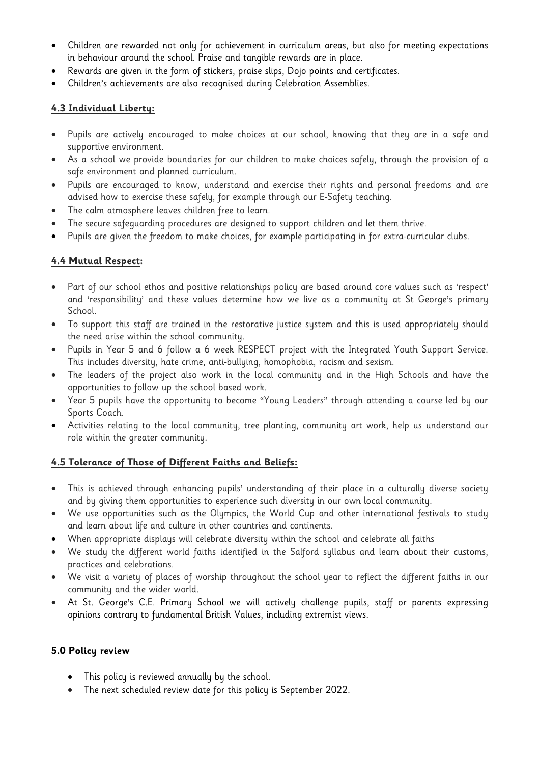- Children are rewarded not only for achievement in curriculum areas, but also for meeting expectations in behaviour around the school. Praise and tangible rewards are in place.
- Rewards are given in the form of stickers, praise slips, Dojo points and certificates.
- Children's achievements are also recognised during Celebration Assemblies.

### 4.3 Individual Liberty:

- Pupils are actively encouraged to make choices at our school, knowing that they are in a safe and supportive environment.
- As a school we provide boundaries for our children to make choices safely, through the provision of a safe environment and planned curriculum.
- Pupils are encouraged to know, understand and exercise their rights and personal freedoms and are advised how to exercise these safely, for example through our E-Safety teaching.
- The calm atmosphere leaves children free to learn.
- The secure safeguarding procedures are designed to support children and let them thrive.
- Pupils are given the freedom to make choices, for example participating in for extra-curricular clubs.

### 4.4 Mutual Respect:

- Part of our school ethos and positive relationships policy are based around core values such as 'respect' and 'responsibility' and these values determine how we live as a community at St George's primary School.
- To support this staff are trained in the restorative justice system and this is used appropriately should the need arise within the school community.
- Pupils in Year 5 and 6 follow a 6 week RESPECT project with the Integrated Youth Support Service. This includes diversity, hate crime, anti-bullying, homophobia, racism and sexism.
- The leaders of the project also work in the local community and in the High Schools and have the opportunities to follow up the school based work.
- Year 5 pupils have the opportunity to become "Young Leaders" through attending a course led by our Sports Coach.
- Activities relating to the local community, tree planting, community art work, help us understand our role within the greater community.

### 4.5 Tolerance of Those of Different Faiths and Beliefs:

- This is achieved through enhancing pupils' understanding of their place in a culturally diverse society and by giving them opportunities to experience such diversity in our own local community.
- We use opportunities such as the Olympics, the World Cup and other international festivals to study and learn about life and culture in other countries and continents.
- When appropriate displays will celebrate diversity within the school and celebrate all faiths
- We study the different world faiths identified in the Salford syllabus and learn about their customs, practices and celebrations.
- We visit a variety of places of worship throughout the school year to reflect the different faiths in our community and the wider world.
- At St. George's C.E. Primary School we will actively challenge pupils, staff or parents expressing opinions contrary to fundamental British Values, including extremist views.

## 5.0 Policy review

- This policy is reviewed annually by the school.
- The next scheduled review date for this policy is September 2022.